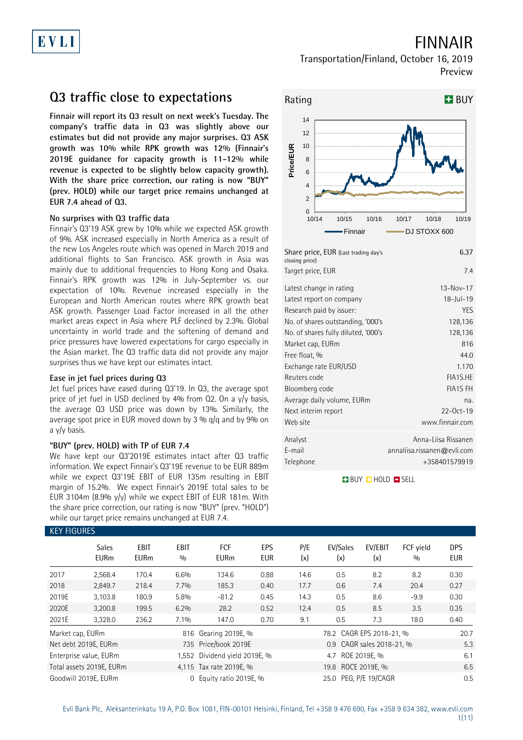# FINNAIR

Transportation/Finland, October 16, 2019

Preview

## Q3 traffic close to expectations

**Finnair will report its Q3 result on next week's Tuesday. The company's traffic data in Q3 was slightly above our estimates but did not provide any major surprises. Q3 ASK growth was 10% while RPK growth was 12% (Finnair's 2019E guidance for capacity growth is 11-12% while revenue is expected to be slightly below capacity growth). With the share price correction, our rating is now "BUY" (prev. HOLD) while our target price remains unchanged at EUR 7.4 ahead of Q3.**

### No surprises with Q3 traffic data

Finnair's Q3'19 ASK grew by 10% while we expected ASK growth of 9%. ASK increased especially in North America as a result of the new Los Angeles route which was opened in March 2019 and additional flights to San Francisco. ASK growth in Asia was mainly due to additional frequencies to Hong Kong and Osaka. Finnair's RPK growth was 12% in July-September vs. our expectation of 10%. Revenue increased especially in the European and North American routes where RPK growth beat ASK growth. Passenger Load Factor increased in all the other market areas expect in Asia where PLF declined by 2.3%. Global uncertainty in world trade and the softening of demand and price pressures have lowered expectations for cargo especially in the Asian market. The Q3 traffic data did not provide any major surprises thus we have kept our estimates intact.

### Ease in jet fuel prices during Q3

Jet fuel prices have eased during Q3'19. In Q3, the average spot price of jet fuel in USD declined by 4% from Q2. On a y/y basis, the average Q3 USD price was down by 13%. Similarly, the average spot price in EUR moved down by 3 % q/q and by 9% on a y/y basis.

### "BUY" (prev. HOLD) with TP of EUR 7.4

We have kept our Q3'2019E estimates intact after Q3 traffic information. We expect Finnair's Q3'19E revenue to be EUR 889m while we expect Q3'19E EBIT of EUR 135m resulting in EBIT margin of 15.2%. We expect Finnair's 2019E total sales to be EUR 3104m (8.9% y/y) while we expect EBIT of EUR 181m. With the share price correction, our rating is now "BUY" (prev. "HOLD") while our target price remains unchanged at EUR 7.4.

Rating: BUY

| | |
|---|---|
| Share price, EUR (Last trading day's closing price) | 6.37 |
| Target price, EUR | 7.4 |

| | |
|---|---|
| Latest change in rating | 13-Nov-17 |
| Latest report on company | 18-Jul-19 |
| Research paid by issuer: | YES |
| No. of shares outstanding, '000's | 128,136 |
| No. of shares fully diluted, '000's | 128,136 |
| Market cap, EURm | 816 |
| Free float, % | 44.0 |
| Exchange rate EUR/USD | 1.170 |
| Reuters code | FIA1S.HE |
| Bloomberg code | FIA1S FH |
| Average daily volume, EURm | na. |
| Next interim report | 22-Oct-19 |
| Web site | www.finnair.com |

| | |
|---|---|
| Analyst | Anna-Liisa Rissanen |
| E-mail | annaliisa.rissanen@evli.com |
| Telephone | +358401579919 |

BUY / HOLD / SELL

### KEY FIGURES

| | Sales EURm | EBIT EURm | EBIT % | FCF EURm | EPS EUR | P/E (x) | EV/Sales (x) | EV/EBIT (x) | FCF yield % | DPS EUR |
|---|---|---|---|---|---|---|---|---|---|---|
| 2017 | 2,568.4 | 170.4 | 6.6% | 134.6 | 0.88 | 14.6 | 0.5 | 8.2 | 8.2 | 0.30 |
| 2018 | 2,849.7 | 218.4 | 7.7% | 185.3 | 0.40 | 17.7 | 0.6 | 7.4 | 20.4 | 0.27 |
| 2019E | 3,103.8 | 180.9 | 5.8% | -81.2 | 0.45 | 14.3 | 0.5 | 8.6 | -9.9 | 0.30 |
| 2020E | 3,200.8 | 199.5 | 6.2% | 28.2 | 0.52 | 12.4 | 0.5 | 8.5 | 3.5 | 0.35 |
| 2021E | 3,328.0 | 236.2 | 7.1% | 147.0 | 0.70 | 9.1 | 0.5 | 7.3 | 18.0 | 0.40 |

| | | | | | |
|---|---|---|---|---|---|
| Market cap, EURm | 816 | Gearing 2019E, % | 78.2 | CAGR EPS 2018-21, % | 20.7 |
| Net debt 2019E, EURm | 735 | Price/book 2019E | 0.9 | CAGR sales 2018-21, % | 5.3 |
| Enterprise value, EURm | 1,552 | Dividend yield 2019E, % | 4.7 | ROE 2019E, % | 6.1 |
| Total assets 2019E, EURm | 4,115 | Tax rate 2019E, % | 19.8 | ROCE 2019E, % | 6.5 |
| Goodwill 2019E, EURm | 0 | Equity ratio 2019E, % | 25.0 | PEG, P/E 19/CAGR | 0.5 |

Evli Bank Plc, Aleksanterinkatu 19 A, P.O. Box 1081, FIN-00101 Helsinki, Finland, Tel +358 9 476 690, Fax +358 9 634 382, www.evli.com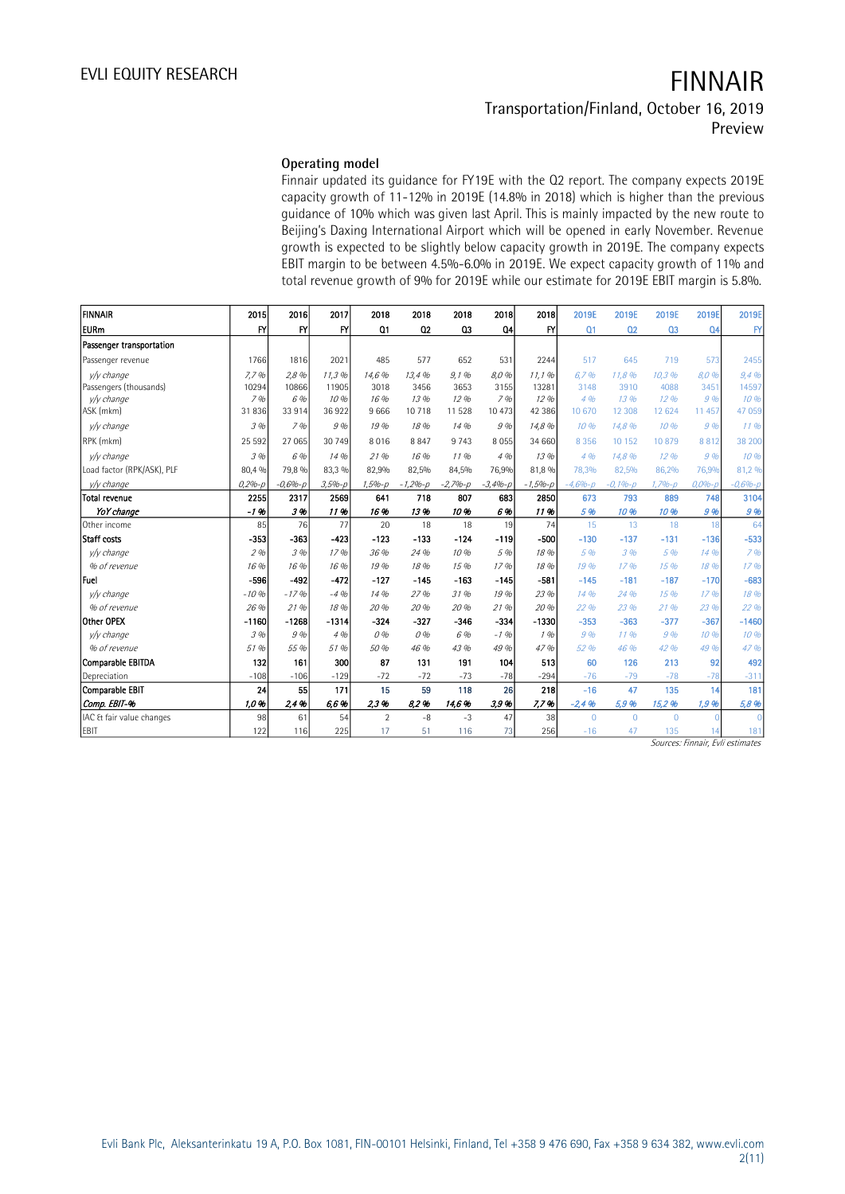## Operating model

Finnair updated its guidance for FY19E with the Q2 report. The company expects 2019E capacity growth of 11-12% in 2019E (14.8% in 2018) which is higher than the previous guidance of 10% which was given last April. This is mainly impacted by the new route to Beijing's Daxing International Airport which will be opened in early November. Revenue growth is expected to be slightly below capacity growth in 2019E. The company expects EBIT margin to be between 4.5%-6.0% in 2019E. We expect capacity growth of 11% and total revenue growth of 9% for 2019E while our estimate for 2019E EBIT margin is 5.8%.

| FINNAIR | 2015 | 2016 | 2017 | 2018 | 2018 | 2018 | 2018 | 2018 | 2019E | 2019E | 2019E | 2019E | 2019E |
|---|---|---|---|---|---|---|---|---|---|---|---|---|---|
| EURm | FY | FY | FY | Q1 | Q2 | Q3 | Q4 | FY | Q1 | Q2 | Q3 | Q4 | FY |
| **Passenger transportation** | | | | | | | | | | | | | |
| Passenger revenue | 1766 | 1816 | 2021 | 485 | 577 | 652 | 531 | 2244 | 517 | 645 | 719 | 573 | 2455 |
| *y/y change* | *7,7 %* | *2,8 %* | *11,3 %* | *14,6 %* | *13,4 %* | *9,1 %* | *8,0 %* | *11,1 %* | *6,7 %* | *11,8 %* | *10,3 %* | *8,0 %* | *9,4 %* |
| Passengers (thousands) | 10294 | 10866 | 11905 | 3018 | 3456 | 3653 | 3155 | 13281 | 3148 | 3910 | 4088 | 3451 | 14597 |
| *y/y change* | *7 %* | *6 %* | *10 %* | *16 %* | *13 %* | *12 %* | *7 %* | *12 %* | *4 %* | *13 %* | *12 %* | *9 %* | *10 %* |
| ASK (mkm) | 31 836 | 33 914 | 36 922 | 9 666 | 10 718 | 11 528 | 10 473 | 42 386 | 10 670 | 12 308 | 12 624 | 11 457 | 47 059 |
| *y/y change* | *3 %* | *7 %* | *9 %* | *19 %* | *18 %* | *14 %* | *9 %* | *14,8 %* | *10 %* | *14,8 %* | *10 %* | *9 %* | *11 %* |
| RPK (mkm) | 25 592 | 27 065 | 30 749 | 8 016 | 8 847 | 9 743 | 8 055 | 34 660 | 8 356 | 10 152 | 10 879 | 8 812 | 38 200 |
| *y/y change* | *3 %* | *6 %* | *14 %* | *21 %* | *16 %* | *11 %* | *4 %* | *13 %* | *4 %* | *14,8 %* | *12 %* | *9 %* | *10 %* |
| Load factor (RPK/ASK), PLF | 80,4 % | 79,8 % | 83,3 % | 82,9% | 82,5% | 84,5% | 76,9% | 81,8 % | 78,3% | 82,5% | 86,2% | 76,9% | 81,2 % |
| *y/y change* | *0,2%-p* | *-0,6%-p* | *3,5%-p* | *1,5%-p* | *-1,2%-p* | *-2,7%-p* | *-3,4%-p* | *-1,5%-p* | *-4,6%-p* | *-0,1%-p* | *1,7%-p* | *0,0%-p* | *-0,6%-p* |
| **Total revenue** | **2255** | **2317** | **2569** | **641** | **718** | **807** | **683** | **2850** | **673** | **793** | **889** | **748** | **3104** |
| ***YoY change*** | ***-1 %*** | ***3 %*** | ***11 %*** | ***16 %*** | ***13 %*** | ***10 %*** | ***6 %*** | ***11 %*** | ***5 %*** | ***10 %*** | ***10 %*** | ***9 %*** | ***9 %*** |
| Other income | 85 | 76 | 77 | 20 | 18 | 18 | 19 | 74 | 15 | 13 | 18 | 18 | 64 |
| **Staff costs** | **-353** | **-363** | **-423** | **-123** | **-133** | **-124** | **-119** | **-500** | **-130** | **-137** | **-131** | **-136** | **-533** |
| *y/y change* | *2 %* | *3 %* | *17 %* | *36 %* | *24 %* | *10 %* | *5 %* | *18 %* | *5 %* | *3 %* | *5 %* | *14 %* | *7 %* |
| *% of revenue* | *16 %* | *16 %* | *16 %* | *19 %* | *18 %* | *15 %* | *17 %* | *18 %* | *19 %* | *17 %* | *15 %* | *18 %* | *17 %* |
| **Fuel** | **-596** | **-492** | **-472** | **-127** | **-145** | **-163** | **-145** | **-581** | **-145** | **-181** | **-187** | **-170** | **-683** |
| *y/y change* | *-10 %* | *-17 %* | *-4 %* | *14 %* | *27 %* | *31 %* | *19 %* | *23 %* | *14 %* | *24 %* | *15 %* | *17 %* | *18 %* |
| *% of revenue* | *26 %* | *21 %* | *18 %* | *20 %* | *20 %* | *20 %* | *21 %* | *20 %* | *22 %* | *23 %* | *21 %* | *23 %* | *22 %* |
| **Other OPEX** | **-1160** | **-1268** | **-1314** | **-324** | **-327** | **-346** | **-334** | **-1330** | **-353** | **-363** | **-377** | **-367** | **-1460** |
| *y/y change* | *3 %* | *9 %* | *4 %* | *0 %* | *0 %* | *6 %* | *-1 %* | *1 %* | *9 %* | *11 %* | *9 %* | *10 %* | *10 %* |
| *% of revenue* | *51 %* | *55 %* | *51 %* | *50 %* | *46 %* | *43 %* | *49 %* | *47 %* | *52 %* | *46 %* | *42 %* | *49 %* | *47 %* |
| **Comparable EBITDA** | **132** | **161** | **300** | **87** | **131** | **191** | **104** | **513** | **60** | **126** | **213** | **92** | **492** |
| Depreciation | -108 | -106 | -129 | -72 | -72 | -73 | -78 | -294 | -76 | -79 | -78 | -78 | -311 |
| **Comparable EBIT** | **24** | **55** | **171** | **15** | **59** | **118** | **26** | **218** | **-16** | **47** | **135** | **14** | **181** |
| ***Comp. EBIT-%*** | ***1,0 %*** | ***2,4 %*** | ***6,6 %*** | ***2,3 %*** | ***8,2 %*** | ***14,6 %*** | ***3,9 %*** | ***7,7 %*** | ***-2,4 %*** | ***5,9 %*** | ***15,2 %*** | ***1,9 %*** | ***5,8 %*** |
| IAC & fair value changes | 98 | 61 | 54 | 2 | -8 | -3 | 47 | 38 | 0 | 0 | 0 | 0 | 0 |
| EBIT | 122 | 116 | 225 | 17 | 51 | 116 | 73 | 256 | -16 | 47 | 135 | 14 | 181 |

*Sources: Finnair, Evli estimates*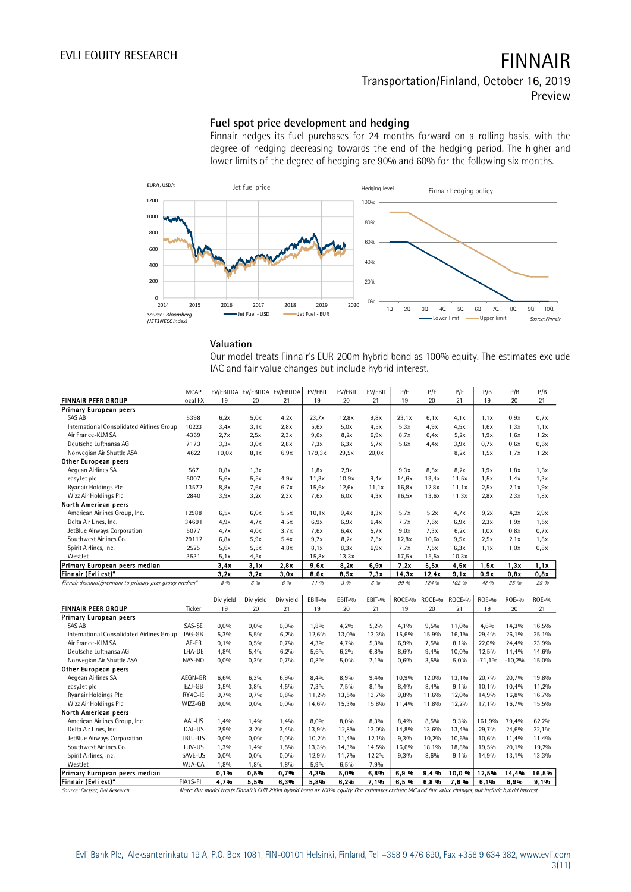## Fuel spot price development and hedging

Finnair hedges its fuel purchases for 24 months forward on a rolling basis, with the degree of hedging decreasing towards the end of the hedging period. The higher and lower limits of the degree of hedging are 90% and 60% for the following six months.

Source: Bloomberg (JET1NECC Index)

Source: Finnair

## Valuation

Our model treats Finnair's EUR 200m hybrid bond as 100% equity. The estimates exclude IAC and fair value changes but include hybrid interest.

| FINNAIR PEER GROUP | MCAP local FX | EV/EBITDA 19 | EV/EBITDA 20 | EV/EBITDA 21 | EV/EBIT 19 | EV/EBIT 20 | EV/EBIT 21 | P/E 19 | P/E 20 | P/E 21 | P/B 19 | P/B 20 | P/B 21 |
|---|---|---|---|---|---|---|---|---|---|---|---|---|---|
| **Primary European peers** | | | | | | | | | | | | | |
| SAS AB | 5398 | 6,2x | 5,0x | 4,2x | 23,7x | 12,8x | 9,8x | 23,1x | 6,1x | 4,1x | 1,1x | 0,9x | 0,7x |
| International Consolidated Airlines Group | 10223 | 3,4x | 3,1x | 2,8x | 5,6x | 5,0x | 4,5x | 5,3x | 4,9x | 4,5x | 1,6x | 1,3x | 1,1x |
| Air France-KLM SA | 4369 | 2,7x | 2,5x | 2,3x | 9,6x | 8,2x | 6,9x | 8,7x | 6,4x | 5,2x | 1,9x | 1,6x | 1,2x |
| Deutsche Lufthansa AG | 7173 | 3,3x | 3,0x | 2,8x | 7,3x | 6,3x | 5,7x | 5,6x | 4,4x | 3,9x | 0,7x | 0,6x | 0,6x |
| Norwegian Air Shuttle ASA | 4622 | 10,0x | 8,1x | 6,9x | 179,3x | 29,5x | 20,0x | | | 8,2x | 1,5x | 1,7x | 1,2x |
| **Other European peers** | | | | | | | | | | | | | |
| Aegean Airlines SA | 567 | 0,8x | 1,3x | | 1,8x | 2,9x | | 9,3x | 8,5x | 8,2x | 1,9x | 1,8x | 1,6x |
| easyJet plc | 5007 | 5,6x | 5,5x | 4,9x | 11,3x | 10,9x | 9,4x | 14,6x | 13,4x | 11,5x | 1,5x | 1,4x | 1,3x |
| Ryanair Holdings Plc | 13572 | 8,8x | 7,6x | 6,7x | 15,6x | 12,6x | 11,1x | 16,8x | 12,8x | 11,1x | 2,5x | 2,1x | 1,9x |
| Wizz Air Holdings Plc | 2840 | 3,9x | 3,2x | 2,3x | 7,6x | 6,0x | 4,3x | 16,5x | 13,6x | 11,3x | 2,8x | 2,3x | 1,8x |
| **North American peers** | | | | | | | | | | | | | |
| American Airlines Group, Inc. | 12588 | 6,5x | 6,0x | 5,5x | 10,1x | 9,4x | 8,3x | 5,7x | 5,2x | 4,7x | 9,2x | 4,2x | 2,9x |
| Delta Air Lines, Inc. | 34691 | 4,9x | 4,7x | 4,5x | 6,9x | 6,9x | 6,4x | 7,7x | 7,6x | 6,9x | 2,3x | 1,9x | 1,5x |
| JetBlue Airways Corporation | 5077 | 4,7x | 4,0x | 3,7x | 7,6x | 6,4x | 5,7x | 9,0x | 7,3x | 6,2x | 1,0x | 0,8x | 0,7x |
| Southwest Airlines Co. | 29112 | 6,8x | 5,9x | 5,4x | 9,7x | 8,2x | 7,5x | 12,8x | 10,6x | 9,5x | 2,5x | 2,1x | 1,8x |
| Spirit Airlines, Inc. | 2525 | 5,6x | 5,5x | 4,8x | 8,1x | 8,3x | 6,9x | 7,7x | 7,5x | 6,3x | 1,1x | 1,0x | 0,8x |
| WestJet | 3531 | 5,1x | 4,5x | | 15,8x | 13,3x | | 17,5x | 15,5x | 10,3x | | | |
| **Primary European peers median** | | **3,4x** | **3,1x** | **2,8x** | **9,6x** | **8,2x** | **6,9x** | **7,2x** | **5,5x** | **4,5x** | **1,5x** | **1,3x** | **1,1x** |
| **Finnair (Evli est)*** | | **3,2x** | **3,2x** | **3,0x** | **8,6x** | **8,5x** | **7,3x** | **14,3x** | **12,4x** | **9,1x** | **0,9x** | **0,8x** | **0,8x** |
| *Finnair discount/premium to primary peer group median** | | *-8 %* | *6 %* | *6 %* | *-11 %* | *3 %* | *6 %* | *99 %* | *124 %* | *102 %* | *-42 %* | *-35 %* | *-29 %* |

| FINNAIR PEER GROUP | Ticker | Div yield 19 | Div yield 20 | Div yield 21 | EBIT-% 19 | EBIT-% 20 | EBIT-% 21 | ROCE-% 19 | ROCE-% 20 | ROCE-% 21 | ROE-% 19 | ROE-% 20 | ROE-% 21 |
|---|---|---|---|---|---|---|---|---|---|---|---|---|---|
| **Primary European peers** | | | | | | | | | | | | | |
| SAS AB | SAS-SE | 0,0% | 0,0% | 0,0% | 1,8% | 4,2% | 5,2% | 4,1% | 9,5% | 11,0% | 4,6% | 14,3% | 16,5% |
| International Consolidated Airlines Group | IAG-GB | 5,3% | 5,5% | 6,2% | 12,6% | 13,0% | 13,3% | 15,6% | 15,9% | 16,1% | 29,4% | 26,1% | 25,1% |
| Air France-KLM SA | AF-FR | 0,1% | 0,5% | 0,7% | 4,3% | 4,7% | 5,3% | 6,9% | 7,5% | 8,1% | 22,0% | 24,4% | 23,9% |
| Deutsche Lufthansa AG | LHA-DE | 4,8% | 5,4% | 6,2% | 5,6% | 6,2% | 6,8% | 8,6% | 9,4% | 10,0% | 12,5% | 14,4% | 14,6% |
| Norwegian Air Shuttle ASA | NAS-NO | 0,0% | 0,3% | 0,7% | 0,8% | 5,0% | 7,1% | 0,6% | 3,5% | 5,0% | -71,1% | -10,2% | 15,0% |
| **Other European peers** | | | | | | | | | | | | | |
| Aegean Airlines SA | AEGN-GR | 6,6% | 6,3% | 6,9% | 8,4% | 8,9% | 9,4% | 10,9% | 12,0% | 13,1% | 20,7% | 20,7% | 19,8% |
| easyJet plc | EZJ-GB | 3,5% | 3,8% | 4,5% | 7,3% | 7,5% | 8,1% | 8,4% | 8,4% | 9,1% | 10,1% | 10,4% | 11,2% |
| Ryanair Holdings Plc | RY4C-IE | 0,7% | 0,7% | 0,8% | 11,2% | 13,5% | 13,7% | 9,8% | 11,6% | 12,0% | 14,9% | 16,8% | 16,7% |
| Wizz Air Holdings Plc | WIZZ-GB | 0,0% | 0,0% | 0,0% | 14,6% | 15,3% | 15,8% | 11,4% | 11,8% | 12,2% | 17,1% | 16,7% | 15,5% |
| **North American peers** | | | | | | | | | | | | | |
| American Airlines Group, Inc. | AAL-US | 1,4% | 1,4% | 1,4% | 8,0% | 8,0% | 8,3% | 8,4% | 8,5% | 9,3% | 161,9% | 79,4% | 62,2% |
| Delta Air Lines, Inc. | DAL-US | 2,9% | 3,2% | 3,4% | 13,9% | 12,8% | 13,0% | 14,8% | 13,6% | 13,4% | 29,7% | 24,6% | 22,1% |
| JetBlue Airways Corporation | JBLU-US | 0,0% | 0,0% | 0,0% | 10,2% | 11,4% | 12,1% | 9,3% | 10,2% | 10,6% | 10,6% | 11,4% | 11,4% |
| Southwest Airlines Co. | LUV-US | 1,3% | 1,4% | 1,5% | 13,3% | 14,3% | 14,5% | 16,6% | 18,1% | 18,8% | 19,5% | 20,1% | 19,2% |
| Spirit Airlines, Inc. | SAVE-US | 0,0% | 0,0% | 0,0% | 12,9% | 11,7% | 12,2% | 9,3% | 8,6% | 9,1% | 14,9% | 13,1% | 13,3% |
| WestJet | WJA-CA | 1,8% | 1,8% | 1,8% | 5,9% | 6,5% | 7,9% | | | | | | |
| **Primary European peers median** | | **0,1%** | **0,5%** | **0,7%** | **4,3%** | **5,0%** | **6,8%** | **6,9 %** | **9,4 %** | **10,0 %** | **12,5%** | **14,4%** | **16,5%** |
| **Finnair (Evli est)*** | FIA1S-FI | **4,7%** | **5,5%** | **6,3%** | **5,8%** | **6,2%** | **7,1%** | **6,5 %** | **6,8 %** | **7,6 %** | **6,1%** | **6,9%** | **9,1%** |

*Source: Factset, Evli Research*

*Note: Our model treats Finnair's EUR 200m hybrid bond as 100% equity. Our estimates exclude IAC and fair value changes, but include hybrid interest.*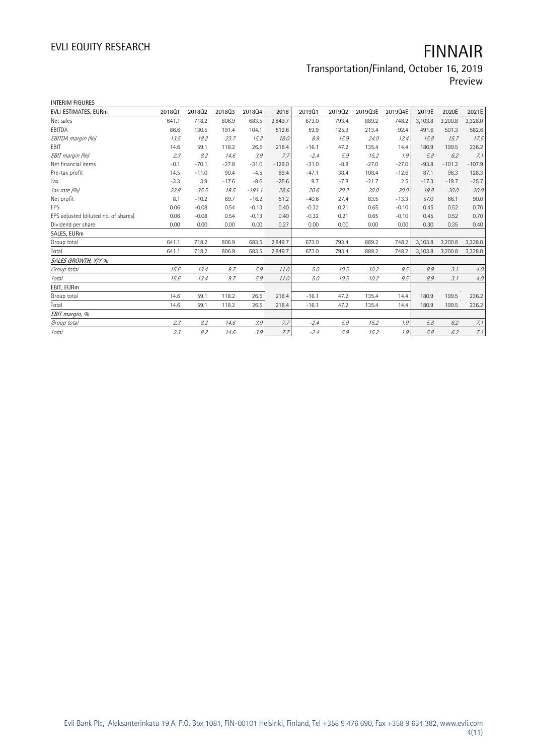# FINNAIR

Transportation/Finland, October 16, 2019
Preview

INTERIM FIGURES

| EVLI ESTIMATES, EURm | 2018Q1 | 2018Q2 | 2018Q3 | 2018Q4 | 2018 | 2019Q1 | 2019Q2 | 2019Q3E | 2019Q4E | 2019E | 2020E | 2021E |
|---|---|---|---|---|---|---|---|---|---|---|---|---|
| Net sales | 641.1 | 718.2 | 806.9 | 683.5 | 2,849.7 | 673.0 | 793.4 | 889.2 | 748.2 | 3,103.8 | 3,200.8 | 3,328.0 |
| EBITDA | 86.6 | 130.5 | 191.4 | 104.1 | 512.6 | 59.9 | 125.9 | 213.4 | 92.4 | 491.6 | 501.3 | 582.6 |
| *EBITDA margin (%)* | *13.5* | *18.2* | *23.7* | *15.2* | *18.0* | *8.9* | *15.9* | *24.0* | *12.4* | *15.8* | *15.7* | *17.5* |
| EBIT | 14.6 | 59.1 | 118.2 | 26.5 | 218.4 | -16.1 | 47.2 | 135.4 | 14.4 | 180.9 | 199.5 | 236.2 |
| *EBIT margin (%)* | *2.3* | *8.2* | *14.6* | *3.9* | *7.7* | *-2.4* | *5.9* | *15.2* | *1.9* | *5.8* | *6.2* | *7.1* |
| Net financial items | -0.1 | -70.1 | -27.8 | -31.0 | -129.0 | -31.0 | -8.8 | -27.0 | -27.0 | -93.8 | -101.2 | -107.9 |
| Pre-tax profit | 14.5 | -11.0 | 90.4 | -4.5 | 89.4 | -47.1 | 38.4 | 108.4 | -12.6 | 87.1 | 98.3 | 128.3 |
| Tax | -3.3 | 3.9 | -17.6 | -8.6 | -25.6 | 9.7 | -7.8 | -21.7 | 2.5 | -17.3 | -19.7 | -25.7 |
| *Tax rate (%)* | *22.8* | *35.5* | *19.5* | *-191.1* | *28.6* | *20.6* | *20.3* | *20.0* | *20.0* | *19.8* | *20.0* | *20.0* |
| Net profit | 8.1 | -10.2 | 69.7 | -16.2 | 51.2 | -40.6 | 27.4 | 83.5 | -13.3 | 57.0 | 66.1 | 90.0 |
| EPS | 0.06 | -0.08 | 0.54 | -0.13 | 0.40 | -0.32 | 0.21 | 0.65 | -0.10 | 0.45 | 0.52 | 0.70 |
| EPS adjusted (diluted no. of shares) | 0.06 | -0.08 | 0.54 | -0.13 | 0.40 | -0.32 | 0.21 | 0.65 | -0.10 | 0.45 | 0.52 | 0.70 |
| Dividend per share | 0.00 | 0.00 | 0.00 | 0.00 | 0.27 | 0.00 | 0.00 | 0.00 | 0.00 | 0.30 | 0.35 | 0.40 |
| SALES, EURm | | | | | | | | | | | | |
| Group total | 641.1 | 718.2 | 806.9 | 683.5 | 2,849.7 | 673.0 | 793.4 | 889.2 | 748.2 | 3,103.8 | 3,200.8 | 3,328.0 |
| Total | 641.1 | 718.2 | 806.9 | 683.5 | 2,849.7 | 673.0 | 793.4 | 889.2 | 748.2 | 3,103.8 | 3,200.8 | 3,328.0 |
| *SALES GROWTH, Y/Y %* | | | | | | | | | | | | |
| *Group total* | *15.6* | *13.4* | *9.7* | *5.9* | *11.0* | *5.0* | *10.5* | *10.2* | *9.5* | *8.9* | *3.1* | *4.0* |
| *Total* | *15.6* | *13.4* | *9.7* | *5.9* | *11.0* | *5.0* | *10.5* | *10.2* | *9.5* | *8.9* | *3.1* | *4.0* |
| EBIT, EURm | | | | | | | | | | | | |
| Group total | 14.6 | 59.1 | 118.2 | 26.5 | 218.4 | -16.1 | 47.2 | 135.4 | 14.4 | 180.9 | 199.5 | 236.2 |
| Total | 14.6 | 59.1 | 118.2 | 26.5 | 218.4 | -16.1 | 47.2 | 135.4 | 14.4 | 180.9 | 199.5 | 236.2 |
| *EBIT margin, %* | | | | | | | | | | | | |
| *Group total* | *2.3* | *8.2* | *14.6* | *3.9* | *7.7* | *-2.4* | *5.9* | *15.2* | *1.9* | *5.8* | *6.2* | *7.1* |
| *Total* | *2.3* | *8.2* | *14.6* | *3.9* | *7.7* | *-2.4* | *5.9* | *15.2* | *1.9* | *5.8* | *6.2* | *7.1* |

Evli Bank Plc, Aleksanterinkatu 19 A, P.O. Box 1081, FIN-00101 Helsinki, Finland, Tel +358 9 476 690, Fax +358 9 634 382, www.evli.com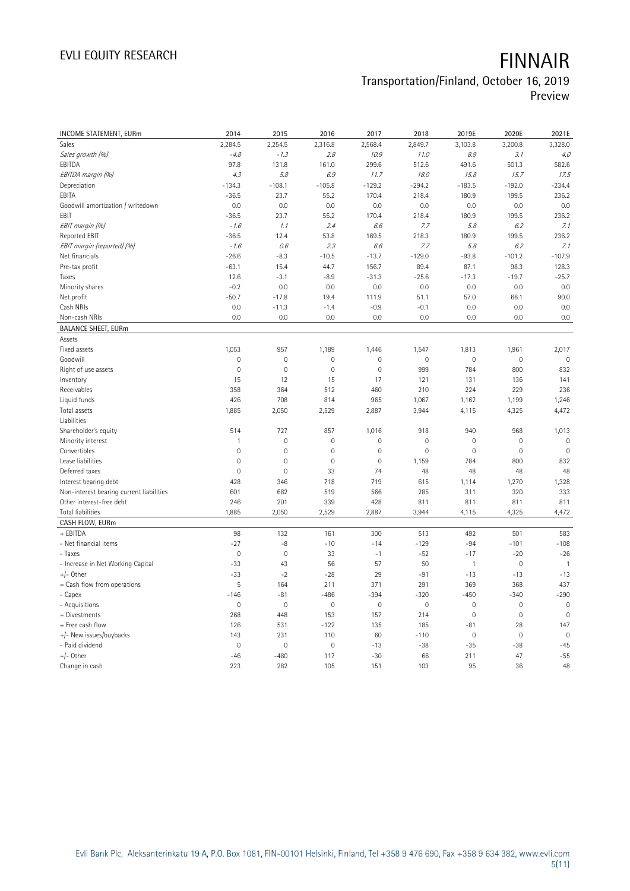# FINNAIR

## Transportation/Finland, October 16, 2019
Preview

| INCOME STATEMENT, EURm | 2014 | 2015 | 2016 | 2017 | 2018 | 2019E | 2020E | 2021E |
|---|---|---|---|---|---|---|---|---|
| Sales | 2,284.5 | 2,254.5 | 2,316.8 | 2,568.4 | 2,849.7 | 3,103.8 | 3,200.8 | 3,328.0 |
| *Sales growth (%)* | *-4.8* | *-1.3* | *2.8* | *10.9* | *11.0* | *8.9* | *3.1* | *4.0* |
| EBITDA | 97.8 | 131.8 | 161.0 | 299.6 | 512.6 | 491.6 | 501.3 | 582.6 |
| *EBITDA margin (%)* | *4.3* | *5.8* | *6.9* | *11.7* | *18.0* | *15.8* | *15.7* | *17.5* |
| Depreciation | -134.3 | -108.1 | -105.8 | -129.2 | -294.2 | -183.5 | -192.0 | -234.4 |
| EBITA | -36.5 | 23.7 | 55.2 | 170.4 | 218.4 | 180.9 | 199.5 | 236.2 |
| Goodwill amortization / writedown | 0.0 | 0.0 | 0.0 | 0.0 | 0.0 | 0.0 | 0.0 | 0.0 |
| EBIT | -36.5 | 23.7 | 55.2 | 170.4 | 218.4 | 180.9 | 199.5 | 236.2 |
| *EBIT margin (%)* | *-1.6* | *1.1* | *2.4* | *6.6* | *7.7* | *5.8* | *6.2* | *7.1* |
| Reported EBIT | -36.5 | 12.4 | 53.8 | 169.5 | 218.3 | 180.9 | 199.5 | 236.2 |
| *EBIT margin (reported) (%)* | *-1.6* | *0.6* | *2.3* | *6.6* | *7.7* | *5.8* | *6.2* | *7.1* |
| Net financials | -26.6 | -8.3 | -10.5 | -13.7 | -129.0 | -93.8 | -101.2 | -107.9 |
| Pre-tax profit | -63.1 | 15.4 | 44.7 | 156.7 | 89.4 | 87.1 | 98.3 | 128.3 |
| Taxes | 12.6 | -3.1 | -8.9 | -31.3 | -25.6 | -17.3 | -19.7 | -25.7 |
| Minority shares | -0.2 | 0.0 | 0.0 | 0.0 | 0.0 | 0.0 | 0.0 | 0.0 |
| Net profit | -50.7 | -17.8 | 19.4 | 111.9 | 51.1 | 57.0 | 66.1 | 90.0 |
| Cash NRIs | 0.0 | -11.3 | -1.4 | -0.9 | -0.1 | 0.0 | 0.0 | 0.0 |
| Non-cash NRIs | 0.0 | 0.0 | 0.0 | 0.0 | 0.0 | 0.0 | 0.0 | 0.0 |
| **BALANCE SHEET, EURm** | | | | | | | | |
| Assets | | | | | | | | |
| Fixed assets | 1,053 | 957 | 1,189 | 1,446 | 1,547 | 1,813 | 1,961 | 2,017 |
| Goodwill | 0 | 0 | 0 | 0 | 0 | 0 | 0 | 0 |
| Right of use assets | 0 | 0 | 0 | 0 | 999 | 784 | 800 | 832 |
| Inventory | 15 | 12 | 15 | 17 | 121 | 131 | 136 | 141 |
| Receivables | 358 | 364 | 512 | 460 | 210 | 224 | 229 | 236 |
| Liquid funds | 426 | 708 | 814 | 965 | 1,067 | 1,162 | 1,199 | 1,246 |
| Total assets | 1,885 | 2,050 | 2,529 | 2,887 | 3,944 | 4,115 | 4,325 | 4,472 |
| Liabilities | | | | | | | | |
| Shareholder's equity | 514 | 727 | 857 | 1,016 | 918 | 940 | 968 | 1,013 |
| Minority interest | 1 | 0 | 0 | 0 | 0 | 0 | 0 | 0 |
| Convertibles | 0 | 0 | 0 | 0 | 0 | 0 | 0 | 0 |
| Lease liabilities | 0 | 0 | 0 | 0 | 1,159 | 784 | 800 | 832 |
| Deferred taxes | 0 | 0 | 33 | 74 | 48 | 48 | 48 | 48 |
| Interest bearing debt | 428 | 346 | 718 | 719 | 615 | 1,114 | 1,270 | 1,328 |
| Non-interest bearing current liabilities | 601 | 682 | 519 | 566 | 285 | 311 | 320 | 333 |
| Other interest-free debt | 246 | 201 | 339 | 428 | 811 | 811 | 811 | 811 |
| Total liabilities | 1,885 | 2,050 | 2,529 | 2,887 | 3,944 | 4,115 | 4,325 | 4,472 |
| **CASH FLOW, EURm** | | | | | | | | |
| + EBITDA | 98 | 132 | 161 | 300 | 513 | 492 | 501 | 583 |
| - Net financial items | -27 | -8 | -10 | -14 | -129 | -94 | -101 | -108 |
| - Taxes | 0 | 0 | 33 | -1 | -52 | -17 | -20 | -26 |
| - Increase in Net Working Capital | -33 | 43 | 56 | 57 | 50 | 1 | 0 | 1 |
| +/- Other | -33 | -2 | -28 | 29 | -91 | -13 | -13 | -13 |
| = Cash flow from operations | 5 | 164 | 211 | 371 | 291 | 369 | 368 | 437 |
| - Capex | -146 | -81 | -486 | -394 | -320 | -450 | -340 | -290 |
| - Acquisitions | 0 | 0 | 0 | 0 | 0 | 0 | 0 | 0 |
| + Divestments | 268 | 448 | 153 | 157 | 214 | 0 | 0 | 0 |
| = Free cash flow | 126 | 531 | -122 | 135 | 185 | -81 | 28 | 147 |
| +/- New issues/buybacks | 143 | 231 | 110 | 60 | -110 | 0 | 0 | 0 |
| - Paid dividend | 0 | 0 | 0 | -13 | -38 | -35 | -38 | -45 |
| +/- Other | -46 | -480 | 117 | -30 | 66 | 211 | 47 | -55 |
| Change in cash | 223 | 282 | 105 | 151 | 103 | 95 | 36 | 48 |

Evli Bank Plc, Aleksanterinkatu 19 A, P.O. Box 1081, FIN-00101 Helsinki, Finland, Tel +358 9 476 690, Fax +358 9 634 382, www.evli.com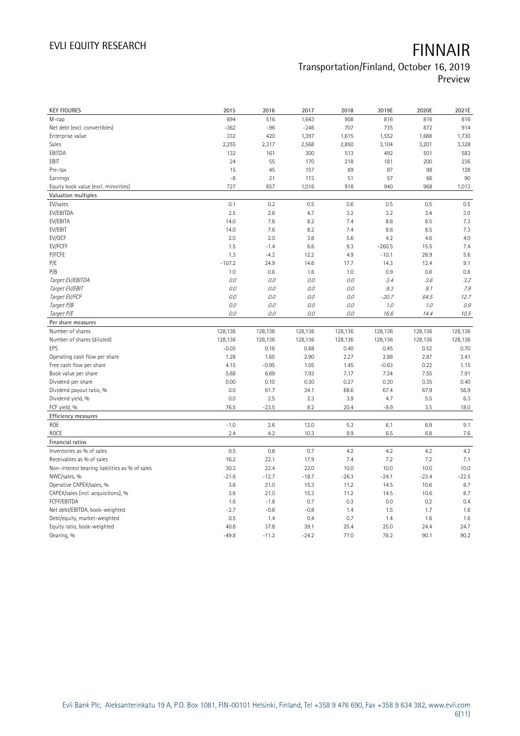# FINNAIR

## Transportation/Finland, October 16, 2019
Preview

| KEY FIGURES | 2015 | 2016 | 2017 | 2018 | 2019E | 2020E | 2021E |
|---|---|---|---|---|---|---|---|
| M-cap | 694 | 516 | 1,643 | 908 | 816 | 816 | 816 |
| Net debt (excl. convertibles) | -362 | -96 | -246 | 707 | 735 | 872 | 914 |
| Enterprise value | 332 | 420 | 1,397 | 1,615 | 1,552 | 1,688 | 1,730 |
| Sales | 2,255 | 2,317 | 2,568 | 2,850 | 3,104 | 3,201 | 3,328 |
| EBITDA | 132 | 161 | 300 | 513 | 492 | 501 | 583 |
| EBIT | 24 | 55 | 170 | 218 | 181 | 200 | 236 |
| Pre-tax | 15 | 45 | 157 | 89 | 87 | 98 | 128 |
| Earnings | -6 | 21 | 113 | 51 | 57 | 66 | 90 |
| Equity book value (excl. minorities) | 727 | 857 | 1,016 | 918 | 940 | 968 | 1,013 |
| **Valuation multiples** | | | | | | | |
| EV/sales | 0.1 | 0.2 | 0.5 | 0.6 | 0.5 | 0.5 | 0.5 |
| EV/EBITDA | 2.5 | 2.6 | 4.7 | 3.2 | 3.2 | 3.4 | 3.0 |
| EV/EBITA | 14.0 | 7.6 | 8.2 | 7.4 | 8.6 | 8.5 | 7.3 |
| EV/EBIT | 14.0 | 7.6 | 8.2 | 7.4 | 8.6 | 8.5 | 7.3 |
| EV/OCF | 2.0 | 2.0 | 3.8 | 5.6 | 4.2 | 4.6 | 4.0 |
| EV/FCFF | 1.5 | -1.4 | 6.6 | 9.3 | -260.5 | 15.5 | 7.4 |
| P/FCFE | 1.3 | -4.2 | 12.2 | 4.9 | -10.1 | 28.9 | 5.6 |
| P/E | -107.2 | 24.9 | 14.6 | 17.7 | 14.3 | 12.4 | 9.1 |
| P/B | 1.0 | 0.6 | 1.6 | 1.0 | 0.9 | 0.8 | 0.8 |
| *Target EV/EBITDA* | *0.0* | *0.0* | *0.0* | *0.0* | *3.4* | *3.6* | *3.2* |
| *Target EV/EBIT* | *0.0* | *0.0* | *0.0* | *0.0* | *9.3* | *9.1* | *7.9* |
| *Target EV/FCF* | *0.0* | *0.0* | *0.0* | *0.0* | *-20.7* | *64.5* | *12.7* |
| *Target P/B* | *0.0* | *0.0* | *0.0* | *0.0* | *1.0* | *1.0* | *0.9* |
| *Target P/E* | *0.0* | *0.0* | *0.0* | *0.0* | *16.6* | *14.4* | *10.5* |
| **Per share measures** | | | | | | | |
| Number of shares | 128,136 | 128,136 | 128,136 | 128,136 | 128,136 | 128,136 | 128,136 |
| Number of shares (diluted) | 128,136 | 128,136 | 128,136 | 128,136 | 128,136 | 128,136 | 128,136 |
| EPS | -0.05 | 0.16 | 0.88 | 0.40 | 0.45 | 0.52 | 0.70 |
| Operating cash flow per share | 1.28 | 1.65 | 2.90 | 2.27 | 2.88 | 2.87 | 3.41 |
| Free cash flow per share | 4.15 | -0.95 | 1.05 | 1.45 | -0.63 | 0.22 | 1.15 |
| Book value per share | 5.68 | 6.69 | 7.93 | 7.17 | 7.34 | 7.55 | 7.91 |
| Dividend per share | 0.00 | 0.10 | 0.30 | 0.27 | 0.30 | 0.35 | 0.40 |
| Dividend payout ratio, % | 0.0 | 61.7 | 34.1 | 68.6 | 67.4 | 67.9 | 56.9 |
| Dividend yield, % | 0.0 | 2.5 | 2.3 | 3.9 | 4.7 | 5.5 | 6.3 |
| FCF yield, % | 76.5 | -23.5 | 8.2 | 20.4 | -9.9 | 3.5 | 18.0 |
| **Efficiency measures** | | | | | | | |
| ROE | -1.0 | 2.6 | 12.0 | 5.3 | 6.1 | 6.9 | 9.1 |
| ROCE | 2.4 | 4.2 | 10.3 | 9.9 | 6.5 | 6.8 | 7.6 |
| **Financial ratios** | | | | | | | |
| Inventories as % of sales | 0.5 | 0.6 | 0.7 | 4.2 | 4.2 | 4.2 | 4.2 |
| Receivables as % of sales | 16.2 | 22.1 | 17.9 | 7.4 | 7.2 | 7.2 | 7.1 |
| Non-interest bearing liabilities as % of sales | 30.3 | 22.4 | 22.0 | 10.0 | 10.0 | 10.0 | 10.0 |
| NWC/sales, % | -21.6 | -12.7 | -18.7 | -26.3 | -24.1 | -23.4 | -22.5 |
| Operative CAPEX/sales, % | 3.6 | 21.0 | 15.3 | 11.2 | 14.5 | 10.6 | 8.7 |
| CAPEX/sales (incl. acquisitions), % | 3.6 | 21.0 | 15.3 | 11.2 | 14.5 | 10.6 | 8.7 |
| FCFF/EBITDA | 1.6 | -1.8 | 0.7 | 0.3 | 0.0 | 0.2 | 0.4 |
| Net debt/EBITDA, book-weighted | -2.7 | -0.6 | -0.8 | 1.4 | 1.5 | 1.7 | 1.6 |
| Debt/equity, market-weighted | 0.5 | 1.4 | 0.4 | 0.7 | 1.4 | 1.6 | 1.6 |
| Equity ratio, book-weighted | 40.6 | 37.8 | 39.1 | 25.4 | 25.0 | 24.4 | 24.7 |
| Gearing, % | -49.8 | -11.2 | -24.2 | 77.0 | 78.2 | 90.1 | 90.2 |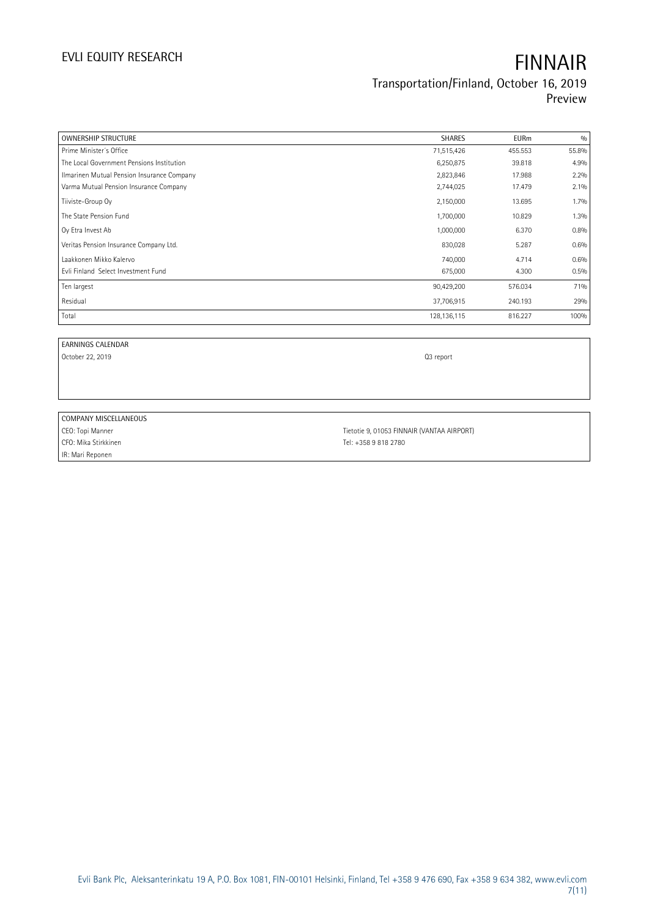| OWNERSHIP STRUCTURE | SHARES | EURm | % |
|---|---|---|---|
| Prime Minister´s Office | 71,515,426 | 455.553 | 55.8% |
| The Local Government Pensions Institution | 6,250,875 | 39.818 | 4.9% |
| Ilmarinen Mutual Pension Insurance Company | 2,823,846 | 17.988 | 2.2% |
| Varma Mutual Pension Insurance Company | 2,744,025 | 17.479 | 2.1% |
| Tiiviste-Group Oy | 2,150,000 | 13.695 | 1.7% |
| The State Pension Fund | 1,700,000 | 10.829 | 1.3% |
| Oy Etra Invest Ab | 1,000,000 | 6.370 | 0.8% |
| Veritas Pension Insurance Company Ltd. | 830,028 | 5.287 | 0.6% |
| Laakkonen Mikko Kalervo | 740,000 | 4.714 | 0.6% |
| Evli Finland Select Investment Fund | 675,000 | 4.300 | 0.5% |
| Ten largest | 90,429,200 | 576.034 | 71% |
| Residual | 37,706,915 | 240.193 | 29% |
| Total | 128,136,115 | 816.227 | 100% |

| EARNINGS CALENDAR | |
|---|---|
| October 22, 2019 | Q3 report |

| COMPANY MISCELLANEOUS | |
|---|---|
| CEO: Topi Manner | Tietotie 9, 01053 FINNAIR (VANTAA AIRPORT) |
| CFO: Mika Stirkkinen | Tel: +358 9 818 2780 |
| IR: Mari Reponen | |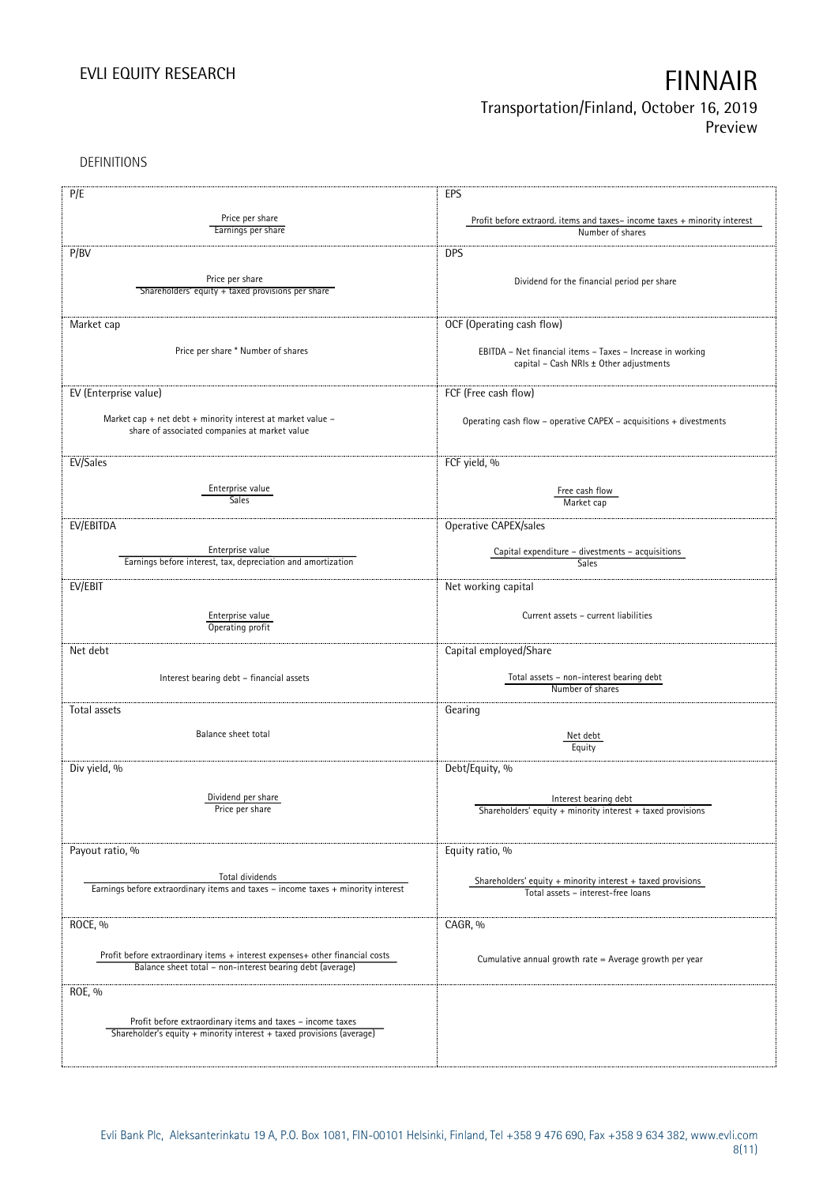DEFINITIONS

| P/E | EPS |
|---|---|
| Price per share / Earnings per share | Profit before extraord. items and taxes– income taxes + minority interest / Number of shares |
| **P/BV** | **DPS** |
| Price per share / Shareholders' equity + taxed provisions per share | Dividend for the financial period per share |
| **Market cap** | **OCF (Operating cash flow)** |
| Price per share * Number of shares | EBITDA – Net financial items – Taxes – Increase in working capital – Cash NRIs ± Other adjustments |
| **EV (Enterprise value)** | **FCF (Free cash flow)** |
| Market cap + net debt + minority interest at market value – share of associated companies at market value | Operating cash flow – operative CAPEX – acquisitions + divestments |
| **EV/Sales** | **FCF yield, %** |
| Enterprise value / Sales | Free cash flow / Market cap |
| **EV/EBITDA** | **Operative CAPEX/sales** |
| Enterprise value / Earnings before interest, tax, depreciation and amortization | Capital expenditure – divestments – acquisitions / Sales |
| **EV/EBIT** | **Net working capital** |
| Enterprise value / Operating profit | Current assets – current liabilities |
| **Net debt** | **Capital employed/Share** |
| Interest bearing debt – financial assets | Total assets – non-interest bearing debt / Number of shares |
| **Total assets** | **Gearing** |
| Balance sheet total | Net debt / Equity |
| **Div yield, %** | **Debt/Equity, %** |
| Dividend per share / Price per share | Interest bearing debt / Shareholders' equity + minority interest + taxed provisions |
| **Payout ratio, %** | **Equity ratio, %** |
| Total dividends / Earnings before extraordinary items and taxes – income taxes + minority interest | Shareholders' equity + minority interest + taxed provisions / Total assets – interest-free loans |
| **ROCE, %** | **CAGR, %** |
| Profit before extraordinary items + interest expenses+ other financial costs / Balance sheet total – non-interest bearing debt (average) | Cumulative annual growth rate = Average growth per year |
| **ROE, %** | |
| Profit before extraordinary items and taxes – income taxes / Shareholder's equity + minority interest + taxed provisions (average) | |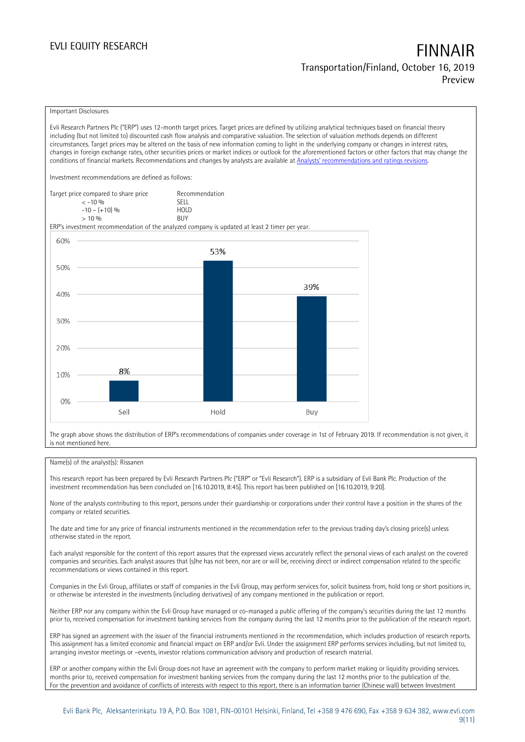Important Disclosures

Evli Research Partners Plc ("ERP") uses 12-month target prices. Target prices are defined by utilizing analytical techniques based on financial theory including (but not limited to) discounted cash flow analysis and comparative valuation. The selection of valuation methods depends on different circumstances. Target prices may be altered on the basis of new information coming to light in the underlying company or changes in interest rates, changes in foreign exchange rates, other securities prices or market indices or outlook for the aforementioned factors or other factors that may change the conditions of financial markets. Recommendations and changes by analysts are available at Analysts' recommendations and ratings revisions.

Investment recommendations are defined as follows:

| Target price compared to share price | Recommendation |
|---|---|
| < -10 % | SELL |
| -10 – (+10) % | HOLD |
| > 10 % | BUY |

ERP's investment recommendation of the analyzed company is updated at least 2 timer per year.

| | Sell | Hold | Buy |
|---|---|---|---|
| Share | 8% | 53% | 39% |

The graph above shows the distribution of ERP's recommendations of companies under coverage in 1st of February 2019. If recommendation is not given, it is not mentioned here.

Name(s) of the analyst(s): Rissanen

This research report has been prepared by Evli Research Partners Plc ("ERP" or "Evli Research"). ERP is a subsidiary of Evli Bank Plc. Production of the investment recommendation has been concluded on [16.10.2019, 8:45]. This report has been published on [16.10.2019, 9:20].

None of the analysts contributing to this report, persons under their guardianship or corporations under their control have a position in the shares of the company or related securities.

The date and time for any price of financial instruments mentioned in the recommendation refer to the previous trading day's closing price(s) unless otherwise stated in the report.

Each analyst responsible for the content of this report assures that the expressed views accurately reflect the personal views of each analyst on the covered companies and securities. Each analyst assures that (s)he has not been, nor are or will be, receiving direct or indirect compensation related to the specific recommendations or views contained in this report.

Companies in the Evli Group, affiliates or staff of companies in the Evli Group, may perform services for, solicit business from, hold long or short positions in, or otherwise be interested in the investments (including derivatives) of any company mentioned in the publication or report.

Neither ERP nor any company within the Evli Group have managed or co-managed a public offering of the company's securities during the last 12 months prior to, received compensation for investment banking services from the company during the last 12 months prior to the publication of the research report.

ERP has signed an agreement with the issuer of the financial instruments mentioned in the recommendation, which includes production of research reports. This assignment has a limited economic and financial impact on ERP and/or Evli. Under the assignment ERP performs services including, but not limited to, arranging investor meetings or –events, investor relations communication advisory and production of research material.

ERP or another company within the Evli Group does not have an agreement with the company to perform market making or liquidity providing services. months prior to, received compensation for investment banking services from the company during the last 12 months prior to the publication of the.
For the prevention and avoidance of conflicts of interests with respect to this report, there is an information barrier (Chinese wall) between Investment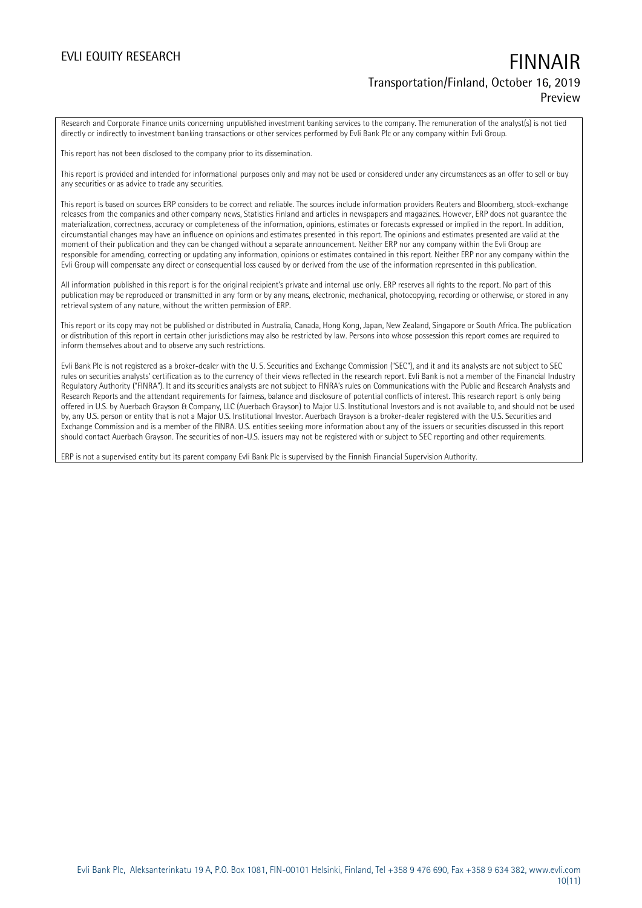Research and Corporate Finance units concerning unpublished investment banking services to the company. The remuneration of the analyst(s) is not tied directly or indirectly to investment banking transactions or other services performed by Evli Bank Plc or any company within Evli Group.

This report has not been disclosed to the company prior to its dissemination.

This report is provided and intended for informational purposes only and may not be used or considered under any circumstances as an offer to sell or buy any securities or as advice to trade any securities.

This report is based on sources ERP considers to be correct and reliable. The sources include information providers Reuters and Bloomberg, stock-exchange releases from the companies and other company news, Statistics Finland and articles in newspapers and magazines. However, ERP does not guarantee the materialization, correctness, accuracy or completeness of the information, opinions, estimates or forecasts expressed or implied in the report. In addition, circumstantial changes may have an influence on opinions and estimates presented in this report. The opinions and estimates presented are valid at the moment of their publication and they can be changed without a separate announcement. Neither ERP nor any company within the Evli Group are responsible for amending, correcting or updating any information, opinions or estimates contained in this report. Neither ERP nor any company within the Evli Group will compensate any direct or consequential loss caused by or derived from the use of the information represented in this publication.

All information published in this report is for the original recipient's private and internal use only. ERP reserves all rights to the report. No part of this publication may be reproduced or transmitted in any form or by any means, electronic, mechanical, photocopying, recording or otherwise, or stored in any retrieval system of any nature, without the written permission of ERP.

This report or its copy may not be published or distributed in Australia, Canada, Hong Kong, Japan, New Zealand, Singapore or South Africa. The publication or distribution of this report in certain other jurisdictions may also be restricted by law. Persons into whose possession this report comes are required to inform themselves about and to observe any such restrictions.

Evli Bank Plc is not registered as a broker-dealer with the U. S. Securities and Exchange Commission ("SEC"), and it and its analysts are not subject to SEC rules on securities analysts' certification as to the currency of their views reflected in the research report. Evli Bank is not a member of the Financial Industry Regulatory Authority ("FINRA"). It and its securities analysts are not subject to FINRA's rules on Communications with the Public and Research Analysts and Research Reports and the attendant requirements for fairness, balance and disclosure of potential conflicts of interest. This research report is only being offered in U.S. by Auerbach Grayson & Company, LLC (Auerbach Grayson) to Major U.S. Institutional Investors and is not available to, and should not be used by, any U.S. person or entity that is not a Major U.S. Institutional Investor. Auerbach Grayson is a broker-dealer registered with the U.S. Securities and Exchange Commission and is a member of the FINRA. U.S. entities seeking more information about any of the issuers or securities discussed in this report should contact Auerbach Grayson. The securities of non-U.S. issuers may not be registered with or subject to SEC reporting and other requirements.

ERP is not a supervised entity but its parent company Evli Bank Plc is supervised by the Finnish Financial Supervision Authority.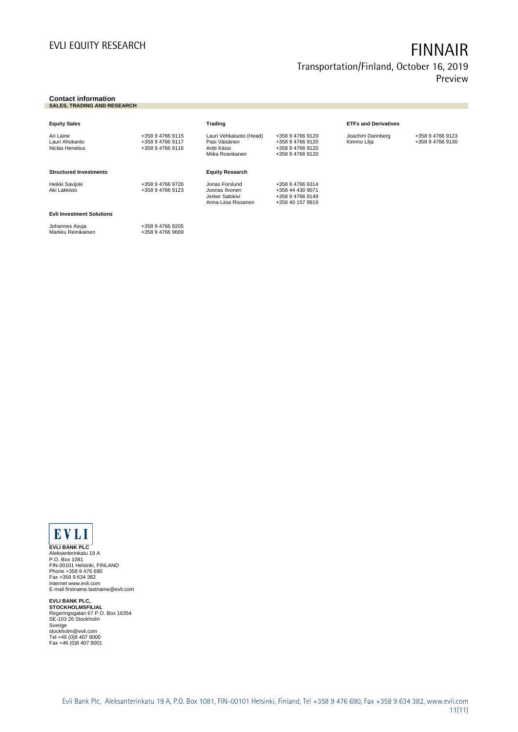## Contact information

**SALES, TRADING AND RESEARCH**

| | | | | | |
|---|---|---|---|---|---|
| **Equity Sales** | | **Trading** | | **ETFs and Derivatives** | |
| Ari Laine | +358 9 4766 9115 | Lauri Vehkaluoto (Head) | +358 9 4766 9120 | Joachim Dannberg | +358 9 4766 9123 |
| Lauri Ahokanto | +358 9 4766 9117 | Pasi Väisänen | +358 9 4766 9120 | Kimmo Lilja | +358 9 4766 9130 |
| Niclas Henelius | +358 9 4766 9116 | Antti Kässi | +358 9 4766 9120 | | |
| | | Miika Roankanen | +358 9 4766 9120 | | |
| **Structured Investments** | | **Equity Research** | | | |
| Heikki Savijoki | +358 9 4766 9726 | Jonas Forslund | +358 9 4766 9314 | | |
| Aki Lakkisto | +358 9 4766 9123 | Joonas Ilvonen | +358 44 430 9071 | | |
| | | Jerker Salokivi | +358 9 4766 9149 | | |
| | | Anna-Liisa Rissanen | +358 40 157 9919 | | |
| **Evli Investment Solutions** | | | | | |
| Johannes Asuja | +358 9 4766 9205 | | | | |
| Markku Reinikainen | +358 9 4766 9669 | | | | |

EVLI

**EVLI BANK PLC**
Aleksanterinkatu 19 A
P.O. Box 1081
FIN-00101 Helsinki, FINLAND
Phone +358 9 476 690
Fax +358 9 634 382
Internet www.evli.com
E-mail firstname.lastname@evli.com

**EVLI BANK PLC, STOCKHOLMSFILIAL**
Regeringsgatan 67 P.O. Box 16354
SE-103 26 Stockholm
Sverige
stockholm@evli.com
Tel +46 (0)8 407 8000
Fax +46 (0)8 407 8001